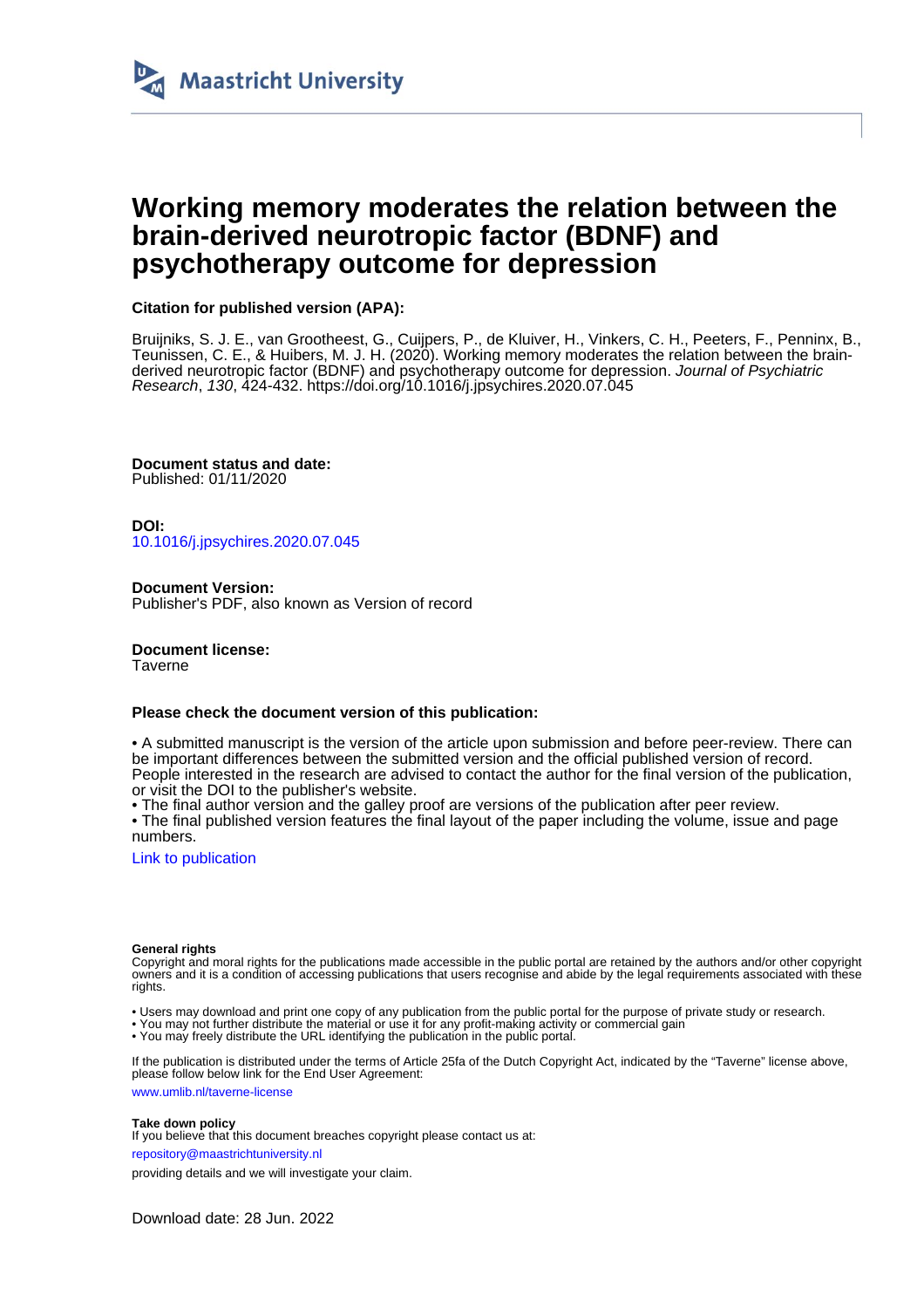Maastricht University

# Working memory moderates the relation between the brain-derived neurotropic factor (BDNF) and psychotherapy outcome for depression

**Citation for published version (APA):**

Bruijniks, S. J. E., van Grootheest, G., Cuijpers, P., de Kluiver, H., Vinkers, C. H., Peeters, F., Penninx, B., Teunissen, C. E., & Huibers, M. J. H. (2020). Working memory moderates the relation between the brain-derived neurotropic factor (BDNF) and psychotherapy outcome for depression. *Journal of Psychiatric Research*, *130*, 424-432. https://doi.org/10.1016/j.jpsychires.2020.07.045

**Document status and date:**
Published: 01/11/2020

**DOI:**
10.1016/j.jpsychires.2020.07.045

**Document Version:**
Publisher's PDF, also known as Version of record

**Document license:**
Taverne

**Please check the document version of this publication:**

• A submitted manuscript is the version of the article upon submission and before peer-review. There can be important differences between the submitted version and the official published version of record. People interested in the research are advised to contact the author for the final version of the publication, or visit the DOI to the publisher's website.
• The final author version and the galley proof are versions of the publication after peer review.
• The final published version features the final layout of the paper including the volume, issue and page numbers.

Link to publication

**General rights**
Copyright and moral rights for the publications made accessible in the public portal are retained by the authors and/or other copyright owners and it is a condition of accessing publications that users recognise and abide by the legal requirements associated with these rights.

• Users may download and print one copy of any publication from the public portal for the purpose of private study or research.
• You may not further distribute the material or use it for any profit-making activity or commercial gain
• You may freely distribute the URL identifying the publication in the public portal.

If the publication is distributed under the terms of Article 25fa of the Dutch Copyright Act, indicated by the "Taverne" license above, please follow below link for the End User Agreement:

www.umlib.nl/taverne-license

**Take down policy**
If you believe that this document breaches copyright please contact us at:

repository@maastrichtuniversity.nl

providing details and we will investigate your claim.

Download date: 28 Jun. 2022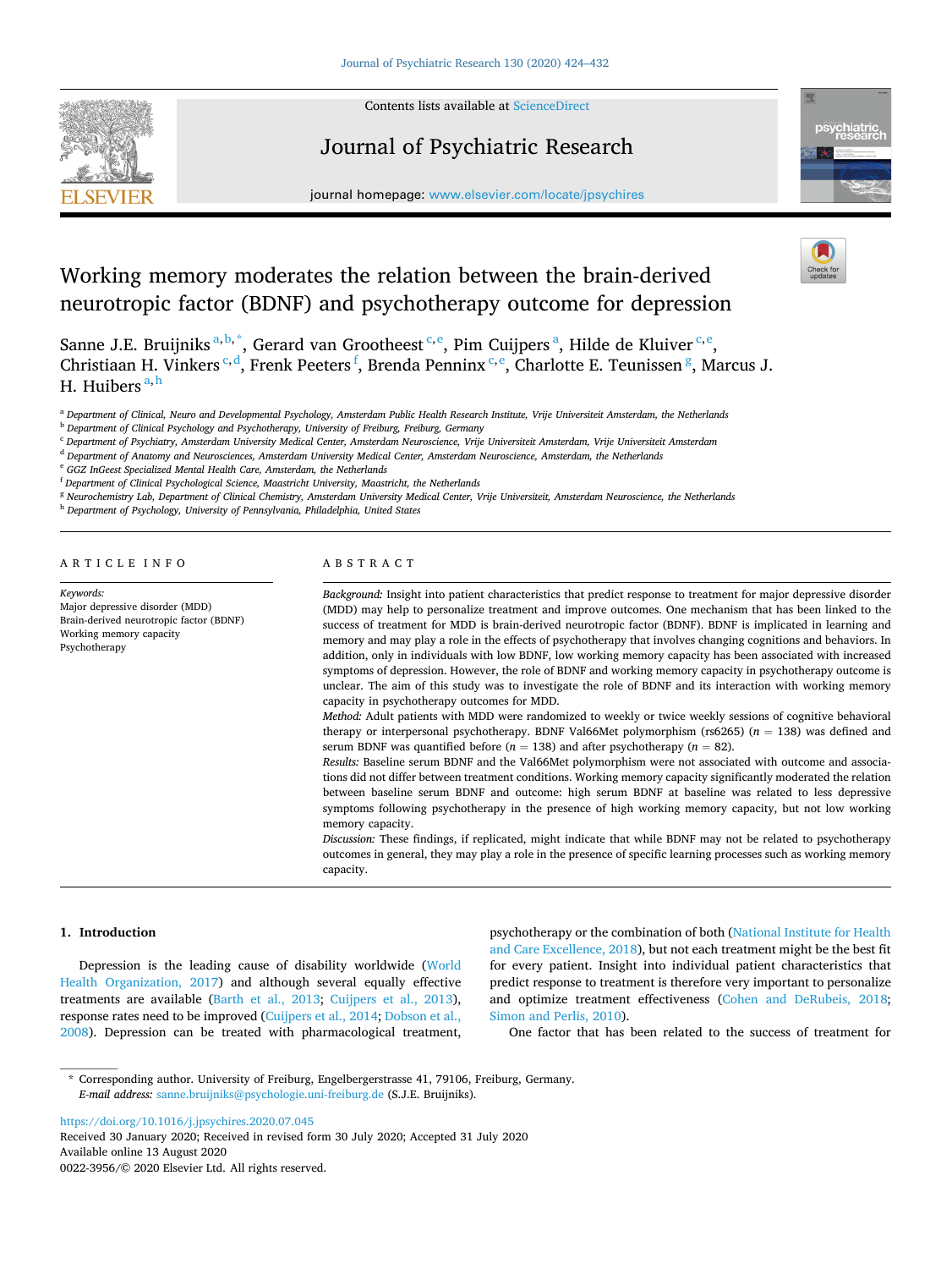# Working memory moderates the relation between the brain-derived neurotropic factor (BDNF) and psychotherapy outcome for depression

Sanne J.E. Bruijniks[a,b,*], Gerard van Grootheest[c,e], Pim Cuijpers[a], Hilde de Kluiver[c,e], Christiaan H. Vinkers[c,d], Frenk Peeters[f], Brenda Penninx[c,e], Charlotte E. Teunissen[g], Marcus J. H. Huibers[a,h]

[a] Department of Clinical, Neuro and Developmental Psychology, Amsterdam Public Health Research Institute, Vrije Universiteit Amsterdam, the Netherlands
[b] Department of Clinical Psychology and Psychotherapy, University of Freiburg, Freiburg, Germany
[c] Department of Psychiatry, Amsterdam University Medical Center, Amsterdam Neuroscience, Vrije Universiteit Amsterdam, Vrije Universiteit Amsterdam
[d] Department of Anatomy and Neurosciences, Amsterdam University Medical Center, Amsterdam Neuroscience, Amsterdam, the Netherlands
[e] GGZ InGeest Specialized Mental Health Care, Amsterdam, the Netherlands
[f] Department of Clinical Psychological Science, Maastricht University, Maastricht, the Netherlands
[g] Neurochemistry Lab, Department of Clinical Chemistry, Amsterdam University Medical Center, Vrije Universiteit, Amsterdam Neuroscience, the Netherlands
[h] Department of Psychology, University of Pennsylvania, Philadelphia, United States

## ARTICLE INFO

*Keywords:*
Major depressive disorder (MDD)
Brain-derived neurotropic factor (BDNF)
Working memory capacity
Psychotherapy

## ABSTRACT

*Background:* Insight into patient characteristics that predict response to treatment for major depressive disorder (MDD) may help to personalize treatment and improve outcomes. One mechanism that has been linked to the success of treatment for MDD is brain-derived neurotropic factor (BDNF). BDNF is implicated in learning and memory and may play a role in the effects of psychotherapy that involves changing cognitions and behaviors. In addition, only in individuals with low BDNF, low working memory capacity has been associated with increased symptoms of depression. However, the role of BDNF and working memory capacity in psychotherapy outcome is unclear. The aim of this study was to investigate the role of BDNF and its interaction with working memory capacity in psychotherapy outcomes for MDD.

*Method:* Adult patients with MDD were randomized to weekly or twice weekly sessions of cognitive behavioral therapy or interpersonal psychotherapy. BDNF Val66Met polymorphism (rs6265) ($n = 138$) was defined and serum BDNF was quantified before ($n = 138$) and after psychotherapy ($n = 82$).

*Results:* Baseline serum BDNF and the Val66Met polymorphism were not associated with outcome and associations did not differ between treatment conditions. Working memory capacity significantly moderated the relation between baseline serum BDNF and outcome: high serum BDNF at baseline was related to less depressive symptoms following psychotherapy in the presence of high working memory capacity, but not low working memory capacity.

*Discussion:* These findings, if replicated, might indicate that while BDNF may not be related to psychotherapy outcomes in general, they may play a role in the presence of specific learning processes such as working memory capacity.

## 1. Introduction

Depression is the leading cause of disability worldwide (World Health Organization, 2017) and although several equally effective treatments are available (Barth et al., 2013; Cuijpers et al., 2013), response rates need to be improved (Cuijpers et al., 2014; Dobson et al., 2008). Depression can be treated with pharmacological treatment, psychotherapy or the combination of both (National Institute for Health and Care Excellence, 2018), but not each treatment might be the best fit for every patient. Insight into individual patient characteristics that predict response to treatment is therefore very important to personalize and optimize treatment effectiveness (Cohen and DeRubeis, 2018; Simon and Perlis, 2010).

One factor that has been related to the success of treatment for

---

* Corresponding author. University of Freiburg, Engelbergerstrasse 41, 79106, Freiburg, Germany.
*E-mail address:* sanne.bruijniks@psychologie.uni-freiburg.de (S.J.E. Bruijniks).

https://doi.org/10.1016/j.jpsychires.2020.07.045
Received 30 January 2020; Received in revised form 30 July 2020; Accepted 31 July 2020
Available online 13 August 2020
0022-3956/© 2020 Elsevier Ltd. All rights reserved.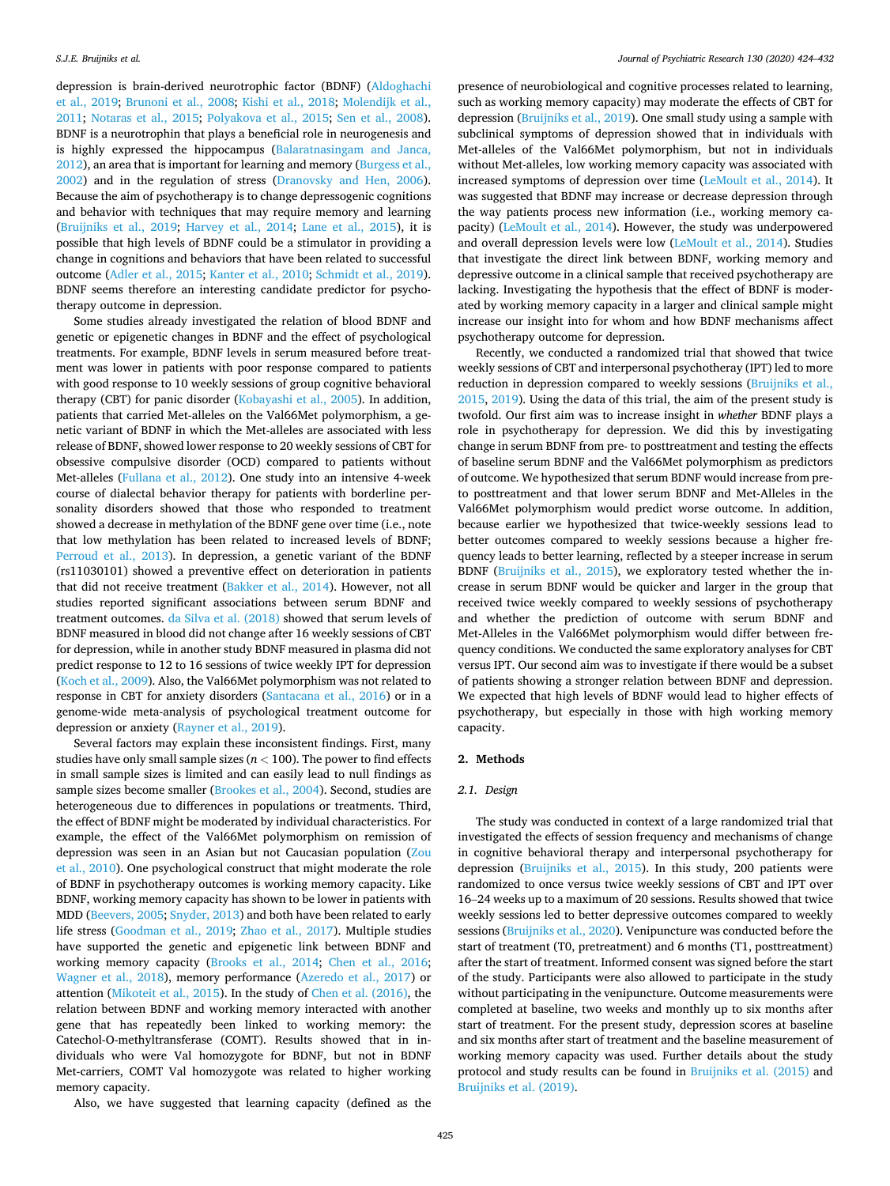depression is brain-derived neurotrophic factor (BDNF) (Aldoghachi et al., 2019; Brunoni et al., 2008; Kishi et al., 2018; Molendijk et al., 2011; Notaras et al., 2015; Polyakova et al., 2015; Sen et al., 2008). BDNF is a neurotrophin that plays a beneficial role in neurogenesis and is highly expressed the hippocampus (Balaratnasingam and Janca, 2012), an area that is important for learning and memory (Burgess et al., 2002) and in the regulation of stress (Dranovsky and Hen, 2006). Because the aim of psychotherapy is to change depressogenic cognitions and behavior with techniques that may require memory and learning (Bruijniks et al., 2019; Harvey et al., 2014; Lane et al., 2015), it is possible that high levels of BDNF could be a stimulator in providing a change in cognitions and behaviors that have been related to successful outcome (Adler et al., 2015; Kanter et al., 2010; Schmidt et al., 2019). BDNF seems therefore an interesting candidate predictor for psychotherapy outcome in depression.

Some studies already investigated the relation of blood BDNF and genetic or epigenetic changes in BDNF and the effect of psychological treatments. For example, BDNF levels in serum measured before treatment was lower in patients with poor response compared to patients with good response to 10 weekly sessions of group cognitive behavioral therapy (CBT) for panic disorder (Kobayashi et al., 2005). In addition, patients that carried Met-alleles on the Val66Met polymorphism, a genetic variant of BDNF in which the Met-alleles are associated with less release of BDNF, showed lower response to 20 weekly sessions of CBT for obsessive compulsive disorder (OCD) compared to patients without Met-alleles (Fullana et al., 2012). One study into an intensive 4-week course of dialectal behavior therapy for patients with borderline personality disorders showed that those who responded to treatment showed a decrease in methylation of the BDNF gene over time (i.e., note that low methylation has been related to increased levels of BDNF; Perroud et al., 2013). In depression, a genetic variant of the BDNF (rs11030101) showed a preventive effect on deterioration in patients that did not receive treatment (Bakker et al., 2014). However, not all studies reported significant associations between serum BDNF and treatment outcomes. da Silva et al. (2018) showed that serum levels of BDNF measured in blood did not change after 16 weekly sessions of CBT for depression, while in another study BDNF measured in plasma did not predict response to 12 to 16 sessions of twice weekly IPT for depression (Koch et al., 2009). Also, the Val66Met polymorphism was not related to response in CBT for anxiety disorders (Santacana et al., 2016) or in a genome-wide meta-analysis of psychological treatment outcome for depression or anxiety (Rayner et al., 2019).

Several factors may explain these inconsistent findings. First, many studies have only small sample sizes ($n < 100$). The power to find effects in small sample sizes is limited and can easily lead to null findings as sample sizes become smaller (Brookes et al., 2004). Second, studies are heterogeneous due to differences in populations or treatments. Third, the effect of BDNF might be moderated by individual characteristics. For example, the effect of the Val66Met polymorphism on remission of depression was seen in an Asian but not Caucasian population (Zou et al., 2010). One psychological construct that might moderate the role of BDNF in psychotherapy outcomes is working memory capacity. Like BDNF, working memory capacity has shown to be lower in patients with MDD (Beevers, 2005; Snyder, 2013) and both have been related to early life stress (Goodman et al., 2019; Zhao et al., 2017). Multiple studies have supported the genetic and epigenetic link between BDNF and working memory capacity (Brooks et al., 2014; Chen et al., 2016; Wagner et al., 2018), memory performance (Azeredo et al., 2017) or attention (Mikoteit et al., 2015). In the study of Chen et al. (2016), the relation between BDNF and working memory interacted with another gene that has repeatedly been linked to working memory: the Catechol-O-methyltransferase (COMT). Results showed that in individuals who were Val homozygote for BDNF, but not in BDNF Met-carriers, COMT Val homozygote was related to higher working memory capacity.

Also, we have suggested that learning capacity (defined as the presence of neurobiological and cognitive processes related to learning, such as working memory capacity) may moderate the effects of CBT for depression (Bruijniks et al., 2019). One small study using a sample with subclinical symptoms of depression showed that in individuals with Met-alleles of the Val66Met polymorphism, but not in individuals without Met-alleles, low working memory capacity was associated with increased symptoms of depression over time (LeMoult et al., 2014). It was suggested that BDNF may increase or decrease depression through the way patients process new information (i.e., working memory capacity) (LeMoult et al., 2014). However, the study was underpowered and overall depression levels were low (LeMoult et al., 2014). Studies that investigate the direct link between BDNF, working memory and depressive outcome in a clinical sample that received psychotherapy are lacking. Investigating the hypothesis that the effect of BDNF is moderated by working memory capacity in a larger and clinical sample might increase our insight into for whom and how BDNF mechanisms affect psychotherapy outcome for depression.

Recently, we conducted a randomized trial that showed that twice weekly sessions of CBT and interpersonal psychotherapy (IPT) led to more reduction in depression compared to weekly sessions (Bruijniks et al., 2015, 2019). Using the data of this trial, the aim of the present study is twofold. Our first aim was to increase insight in *whether* BDNF plays a role in psychotherapy for depression. We did this by investigating change in serum BDNF from pre- to posttreatment and testing the effects of baseline serum BDNF and the Val66Met polymorphism as predictors of outcome. We hypothesized that serum BDNF would increase from pre- to posttreatment and that lower serum BDNF and Met-Alleles in the Val66Met polymorphism would predict worse outcome. In addition, because earlier we hypothesized that twice-weekly sessions lead to better outcomes compared to weekly sessions because a higher frequency leads to better learning, reflected by a steeper increase in serum BDNF (Bruijniks et al., 2015), we exploratory tested whether the increase in serum BDNF would be quicker and larger in the group that received twice weekly compared to weekly sessions of psychotherapy and whether the prediction of outcome with serum BDNF and Met-Alleles in the Val66Met polymorphism would differ between frequency conditions. We conducted the same exploratory analyses for CBT versus IPT. Our second aim was to investigate if there would be a subset of patients showing a stronger relation between BDNF and depression. We expected that high levels of BDNF would lead to higher effects of psychotherapy, but especially in those with high working memory capacity.

## 2. Methods

### 2.1. Design

The study was conducted in context of a large randomized trial that investigated the effects of session frequency and mechanisms of change in cognitive behavioral therapy and interpersonal psychotherapy for depression (Bruijniks et al., 2015). In this study, 200 patients were randomized to once versus twice weekly sessions of CBT and IPT over 16–24 weeks up to a maximum of 20 sessions. Results showed that twice weekly sessions led to better depressive outcomes compared to weekly sessions (Bruijniks et al., 2020). Venipuncture was conducted before the start of treatment (T0, pretreatment) and 6 months (T1, posttreatment) after the start of treatment. Informed consent was signed before the start of the study. Participants were also allowed to participate in the study without participating in the venipuncture. Outcome measurements were completed at baseline, two weeks and monthly up to six months after start of treatment. For the present study, depression scores at baseline and six months after start of treatment and the baseline measurement of working memory capacity was used. Further details about the study protocol and study results can be found in Bruijniks et al. (2015) and Bruijniks et al. (2019).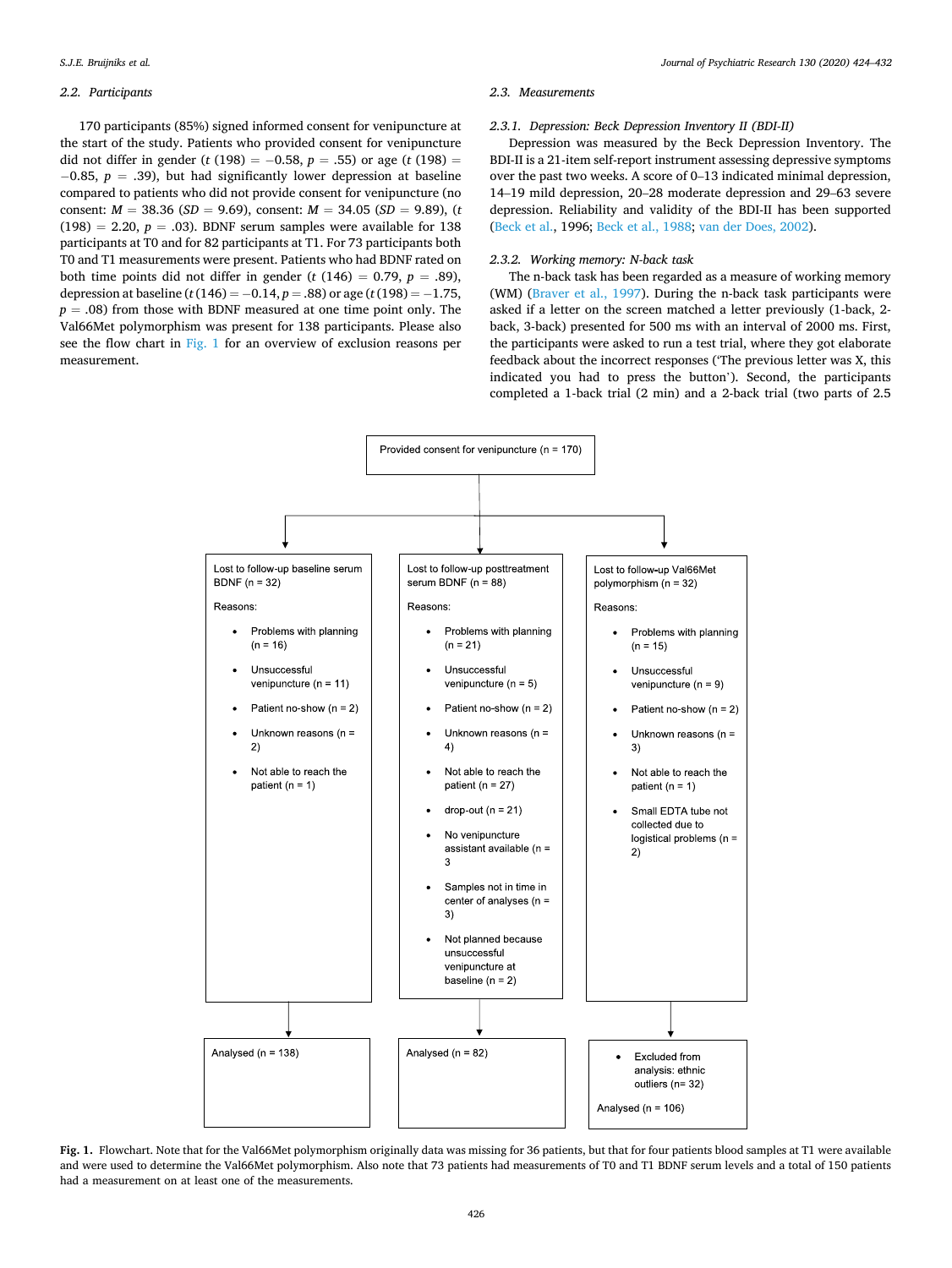### 2.2. Participants

170 participants (85%) signed informed consent for venipuncture at the start of the study. Patients who provided consent for venipuncture did not differ in gender ($t$ (198) = −0.58, $p$ = .55) or age ($t$ (198) = −0.85, $p$ = .39), but had significantly lower depression at baseline compared to patients who did not provide consent for venipuncture (no consent: $M$ = 38.36 ($SD$ = 9.69), consent: $M$ = 34.05 ($SD$ = 9.89), ($t$ (198) = 2.20, $p$ = .03). BDNF serum samples were available for 138 participants at T0 and for 82 participants at T1. For 73 participants both T0 and T1 measurements were present. Patients who had BDNF rated on both time points did not differ in gender ($t$ (146) = 0.79, $p$ = .89), depression at baseline ($t$ (146) = −0.14, $p$ = .88) or age ($t$ (198) = −1.75, $p$ = .08) from those with BDNF measured at one time point only. The Val66Met polymorphism was present for 138 participants. Please also see the flow chart in Fig. 1 for an overview of exclusion reasons per measurement.

### 2.3. Measurements

#### 2.3.1. Depression: Beck Depression Inventory II (BDI-II)

Depression was measured by the Beck Depression Inventory. The BDI-II is a 21-item self-report instrument assessing depressive symptoms over the past two weeks. A score of 0–13 indicated minimal depression, 14–19 mild depression, 20–28 moderate depression and 29–63 severe depression. Reliability and validity of the BDI-II has been supported (Beck et al., 1996; Beck et al., 1988; van der Does, 2002).

#### 2.3.2. Working memory: N-back task

The n-back task has been regarded as a measure of working memory (WM) (Braver et al., 1997). During the n-back task participants were asked if a letter on the screen matched a letter previously (1-back, 2-back, 3-back) presented for 500 ms with an interval of 2000 ms. First, the participants were asked to run a test trial, where they got elaborate feedback about the incorrect responses ('The previous letter was X, this indicated you had to press the button'). Second, the participants completed a 1-back trial (2 min) and a 2-back trial (two parts of 2.5

Provided consent for venipuncture (n = 170)

Lost to follow-up baseline serum BDNF (n = 32)

Reasons:

- Problems with planning (n = 16)
- Unsuccessful venipuncture (n = 11)
- Patient no-show (n = 2)
- Unknown reasons (n = 2)
- Not able to reach the patient (n = 1)

Analysed (n = 138)

Lost to follow-up posttreatment serum BDNF (n = 88)

Reasons:

- Problems with planning (n = 21)
- Unsuccessful venipuncture (n = 5)
- Patient no-show (n = 2)
- Unknown reasons (n = 4)
- Not able to reach the patient (n = 27)
- drop-out (n = 21)
- No venipuncture assistant available (n = 3
- Samples not in time in center of analyses (n = 3)
- Not planned because unsuccessful venipuncture at baseline (n = 2)

Analysed (n = 82)

Lost to follow-up Val66Met polymorphism (n = 32)

Reasons:

- Problems with planning (n = 15)
- Unsuccessful venipuncture (n = 9)
- Patient no-show (n = 2)
- Unknown reasons (n = 3)
- Not able to reach the patient (n = 1)
- Small EDTA tube not collected due to logistical problems (n = 2)

- Excluded from analysis: ethnic outliers (n= 32)

Analysed (n = 106)

**Fig. 1.** Flowchart. Note that for the Val66Met polymorphism originally data was missing for 36 patients, but that for four patients blood samples at T1 were available and were used to determine the Val66Met polymorphism. Also note that 73 patients had measurements of T0 and T1 BDNF serum levels and a total of 150 patients had a measurement on at least one of the measurements.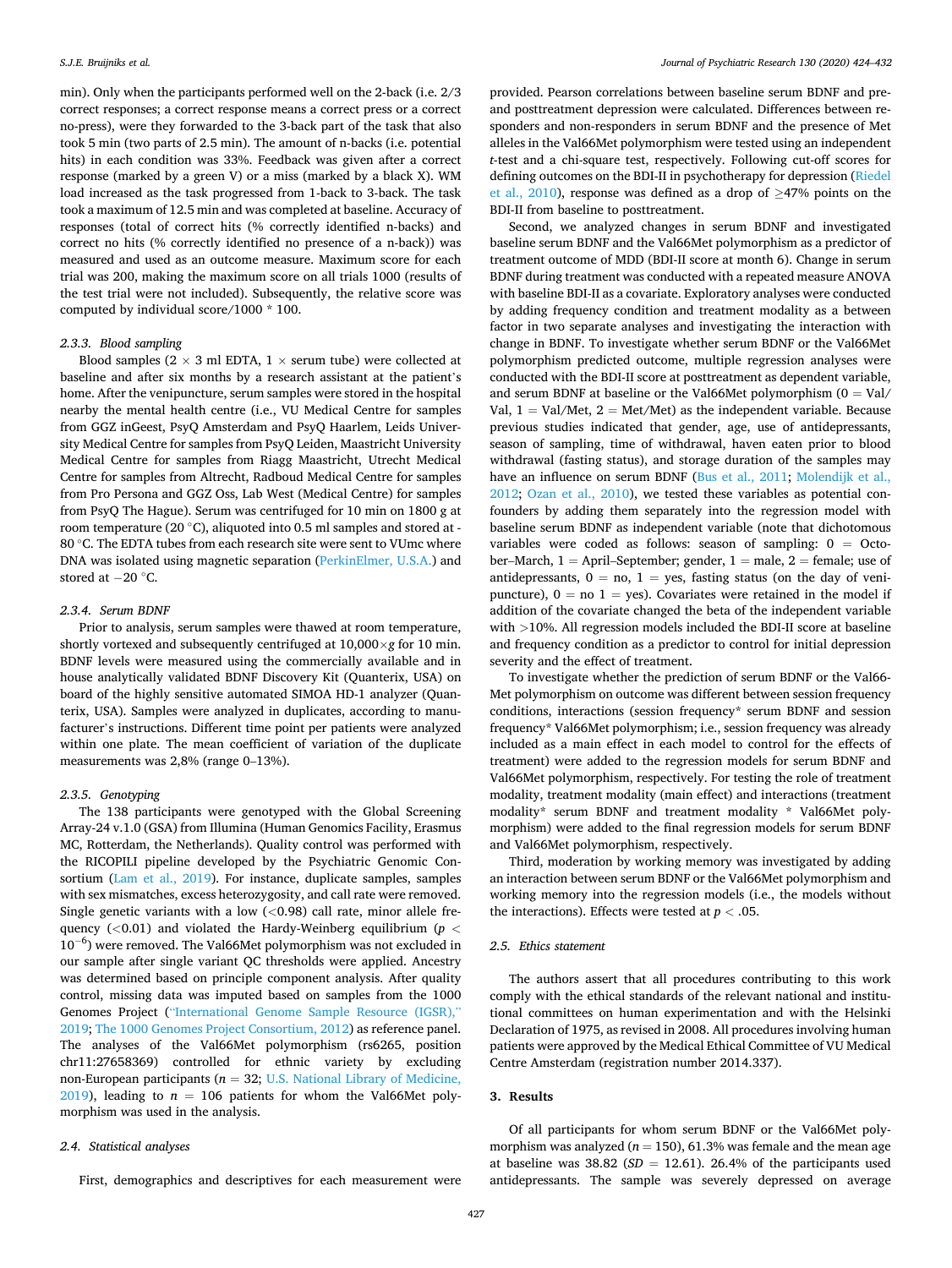min). Only when the participants performed well on the 2-back (i.e. 2/3 correct responses; a correct response means a correct press or a correct no-press), were they forwarded to the 3-back part of the task that also took 5 min (two parts of 2.5 min). The amount of n-backs (i.e. potential hits) in each condition was 33%. Feedback was given after a correct response (marked by a green V) or a miss (marked by a black X). WM load increased as the task progressed from 1-back to 3-back. The task took a maximum of 12.5 min and was completed at baseline. Accuracy of responses (total of correct hits (% correctly identified n-backs) and correct no hits (% correctly identified no presence of a n-back)) was measured and used as an outcome measure. Maximum score for each trial was 200, making the maximum score on all trials 1000 (results of the test trial were not included). Subsequently, the relative score was computed by individual score/1000 * 100.

#### 2.3.3. Blood sampling

Blood samples (2 × 3 ml EDTA, 1 × serum tube) were collected at baseline and after six months by a research assistant at the patient's home. After the venipuncture, serum samples were stored in the hospital nearby the mental health centre (i.e., VU Medical Centre for samples from GGZ inGeest, PsyQ Amsterdam and PsyQ Haarlem, Leids University Medical Centre for samples from PsyQ Leiden, Maastricht University Medical Centre for samples from Riagg Maastricht, Utrecht Medical Centre for samples from Altrecht, Radboud Medical Centre for samples from Pro Persona and GGZ Oss, Lab West (Medical Centre) for samples from PsyQ The Hague). Serum was centrifuged for 10 min on 1800 g at room temperature (20 °C), aliquoted into 0.5 ml samples and stored at -80 °C. The EDTA tubes from each research site were sent to VUmc where DNA was isolated using magnetic separation (PerkinElmer, U.S.A.) and stored at −20 °C.

#### 2.3.4. Serum BDNF

Prior to analysis, serum samples were thawed at room temperature, shortly vortexed and subsequently centrifuged at 10,000×g for 10 min. BDNF levels were measured using the commercially available and in house analytically validated BDNF Discovery Kit (Quanterix, USA) on board of the highly sensitive automated SIMOA HD-1 analyzer (Quanterix, USA). Samples were analyzed in duplicates, according to manufacturer's instructions. Different time point per patients were analyzed within one plate. The mean coefficient of variation of the duplicate measurements was 2,8% (range 0–13%).

#### 2.3.5. Genotyping

The 138 participants were genotyped with the Global Screening Array-24 v.1.0 (GSA) from Illumina (Human Genomics Facility, Erasmus MC, Rotterdam, the Netherlands). Quality control was performed with the RICOPILI pipeline developed by the Psychiatric Genomic Consortium (Lam et al., 2019). For instance, duplicate samples, samples with sex mismatches, excess heterozygosity, and call rate were removed. Single genetic variants with a low (<0.98) call rate, minor allele frequency (<0.01) and violated the Hardy-Weinberg equilibrium ($p < 10^{-6}$) were removed. The Val66Met polymorphism was not excluded in our sample after single variant QC thresholds were applied. Ancestry was determined based on principle component analysis. After quality control, missing data was imputed based on samples from the 1000 Genomes Project ("International Genome Sample Resource (IGSR)," 2019; The 1000 Genomes Project Consortium, 2012) as reference panel. The analyses of the Val66Met polymorphism (rs6265, position chr11:27658369) controlled for ethnic variety by excluding non-European participants ($n = 32$; U.S. National Library of Medicine, 2019), leading to $n = 106$ patients for whom the Val66Met polymorphism was used in the analysis.

### 2.4. Statistical analyses

First, demographics and descriptives for each measurement were provided. Pearson correlations between baseline serum BDNF and pre- and posttreatment depression were calculated. Differences between responders and non-responders in serum BDNF and the presence of Met alleles in the Val66Met polymorphism were tested using an independent *t*-test and a chi-square test, respectively. Following cut-off scores for defining outcomes on the BDI-II in psychotherapy for depression (Riedel et al., 2010), response was defined as a drop of ≥47% points on the BDI-II from baseline to posttreatment.

Second, we analyzed changes in serum BDNF and investigated baseline serum BDNF and the Val66Met polymorphism as a predictor of treatment outcome of MDD (BDI-II score at month 6). Change in serum BDNF during treatment was conducted with a repeated measure ANOVA with baseline BDI-II as a covariate. Exploratory analyses were conducted by adding frequency condition and treatment modality as a between factor in two separate analyses and investigating the interaction with change in BDNF. To investigate whether serum BDNF or the Val66Met polymorphism predicted outcome, multiple regression analyses were conducted with the BDI-II score at posttreatment as dependent variable, and serum BDNF at baseline or the Val66Met polymorphism (0 = Val/Val, 1 = Val/Met, 2 = Met/Met) as the independent variable. Because previous studies indicated that gender, age, use of antidepressants, season of sampling, time of withdrawal, haven eaten prior to blood withdrawal (fasting status), and storage duration of the samples may have an influence on serum BDNF (Bus et al., 2011; Molendijk et al., 2012; Ozan et al., 2010), we tested these variables as potential confounders by adding them separately into the regression model with baseline serum BDNF as independent variable (note that dichotomous variables were coded as follows: season of sampling: 0 = October–March, 1 = April–September; gender, 1 = male, 2 = female; use of antidepressants, 0 = no, 1 = yes, fasting status (on the day of venipuncture), 0 = no 1 = yes). Covariates were retained in the model if addition of the covariate changed the beta of the independent variable with >10%. All regression models included the BDI-II score at baseline and frequency condition as a predictor to control for initial depression severity and the effect of treatment.

To investigate whether the prediction of serum BDNF or the Val66Met polymorphism on outcome was different between session frequency conditions, interactions (session frequency* serum BDNF and session frequency* Val66Met polymorphism; i.e., session frequency was already included as a main effect in each model to control for the effects of treatment) were added to the regression models for serum BDNF and Val66Met polymorphism, respectively. For testing the role of treatment modality, treatment modality (main effect) and interactions (treatment modality* serum BDNF and treatment modality * Val66Met polymorphism) were added to the final regression models for serum BDNF and Val66Met polymorphism, respectively.

Third, moderation by working memory was investigated by adding an interaction between serum BDNF or the Val66Met polymorphism and working memory into the regression models (i.e., the models without the interactions). Effects were tested at $p < .05$.

### 2.5. Ethics statement

The authors assert that all procedures contributing to this work comply with the ethical standards of the relevant national and institutional committees on human experimentation and with the Helsinki Declaration of 1975, as revised in 2008. All procedures involving human patients were approved by the Medical Ethical Committee of VU Medical Centre Amsterdam (registration number 2014.337).

## 3. Results

Of all participants for whom serum BDNF or the Val66Met polymorphism was analyzed ($n = 150$), 61.3% was female and the mean age at baseline was 38.82 ($SD = 12.61$). 26.4% of the participants used antidepressants. The sample was severely depressed on average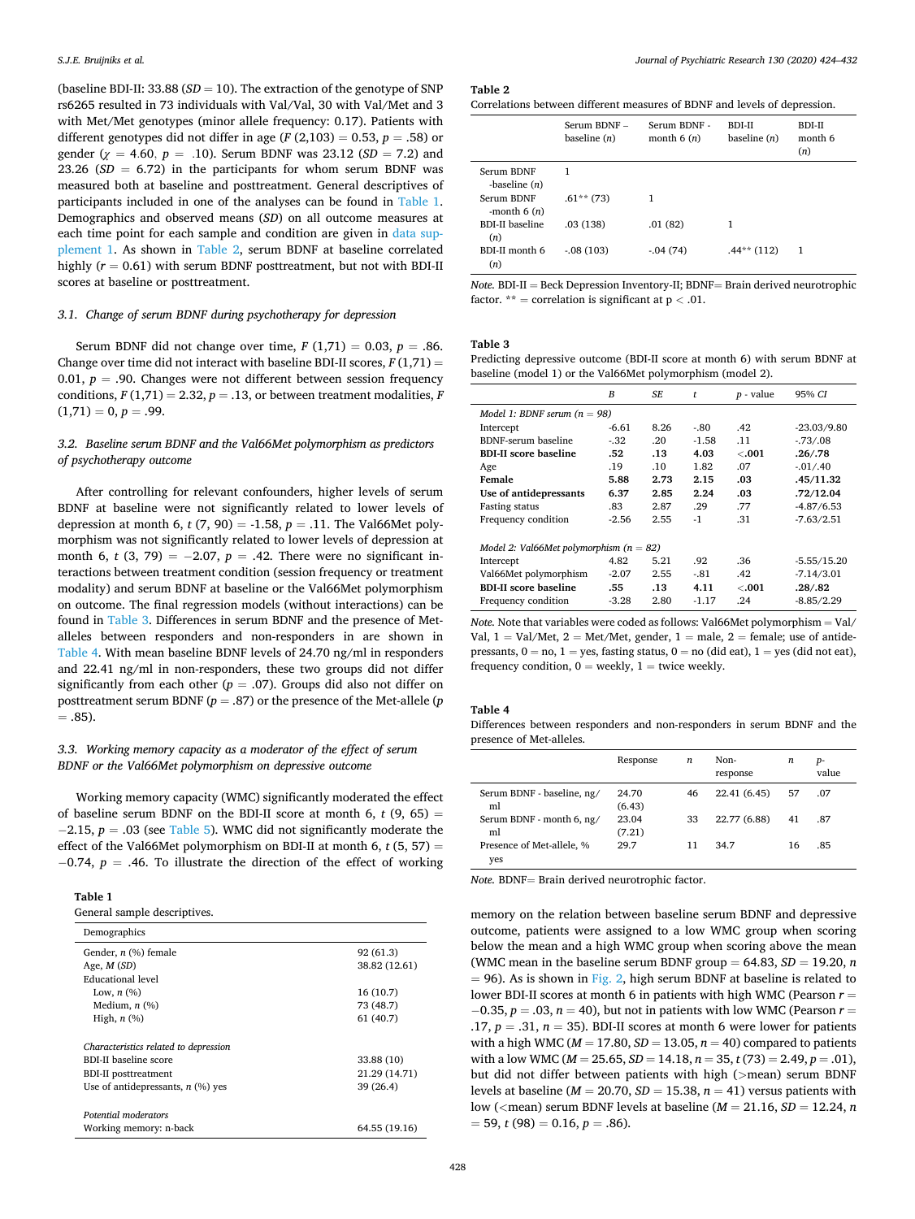(baseline BDI-II: 33.88 ($SD = 10$). The extraction of the genotype of SNP rs6265 resulted in 73 individuals with Val/Val, 30 with Val/Met and 3 with Met/Met genotypes (minor allele frequency: 0.17). Patients with different genotypes did not differ in age ($F$ (2,103) = 0.53, $p = .58$) or gender ($\chi = 4.60$, $p = .10$). Serum BDNF was 23.12 ($SD = 7.2$) and 23.26 ($SD = 6.72$) in the participants for whom serum BDNF was measured both at baseline and posttreatment. General descriptives of participants included in one of the analyses can be found in Table 1. Demographics and observed means (*SD*) on all outcome measures at each time point for each sample and condition are given in data supplement 1. As shown in Table 2, serum BDNF at baseline correlated highly ($r = 0.61$) with serum BDNF posttreatment, but not with BDI-II scores at baseline or posttreatment.

### 3.1. Change of serum BDNF during psychotherapy for depression

Serum BDNF did not change over time, $F$ (1,71) = 0.03, $p = .86$. Change over time did not interact with baseline BDI-II scores, $F$ (1,71) = 0.01, $p = .90$. Changes were not different between session frequency conditions, $F$ (1,71) = 2.32, $p = .13$, or between treatment modalities, $F$ (1,71) = 0, $p = .99$.

### 3.2. Baseline serum BDNF and the Val66Met polymorphism as predictors of psychotherapy outcome

After controlling for relevant confounders, higher levels of serum BDNF at baseline were not significantly related to lower levels of depression at month 6, $t$ (7, 90) = -1.58, $p = .11$. The Val66Met polymorphism was not significantly related to lower levels of depression at month 6, $t$ (3, 79) = −2.07, $p = .42$. There were no significant interactions between treatment condition (session frequency or treatment modality) and serum BDNF at baseline or the Val66Met polymorphism on outcome. The final regression models (without interactions) can be found in Table 3. Differences in serum BDNF and the presence of Met-alleles between responders and non-responders in are shown in Table 4. With mean baseline BDNF levels of 24.70 ng/ml in responders and 22.41 ng/ml in non-responders, these two groups did not differ significantly from each other ($p = .07$). Groups did also not differ on posttreatment serum BDNF ($p = .87$) or the presence of the Met-allele ($p = .85$).

### 3.3. Working memory capacity as a moderator of the effect of serum BDNF or the Val66Met polymorphism on depressive outcome

Working memory capacity (WMC) significantly moderated the effect of baseline serum BDNF on the BDI-II score at month 6, $t$ (9, 65) = −2.15, $p = .03$ (see Table 5). WMC did not significantly moderate the effect of the Val66Met polymorphism on BDI-II at month 6, $t$ (5, 57) = −0.74, $p = .46$. To illustrate the direction of the effect of working memory on the relation between baseline serum BDNF and depressive outcome, patients were assigned to a low WMC group when scoring below the mean and a high WMC group when scoring above the mean (WMC mean in the baseline serum BDNF group = 64.83, $SD = 19.20$, $n = 96$). As is shown in Fig. 2, high serum BDNF at baseline is related to lower BDI-II scores at month 6 in patients with high WMC (Pearson $r = -0.35$, $p = .03$, $n = 40$), but not in patients with low WMC (Pearson $r = .17$, $p = .31$, $n = 35$). BDI-II scores at month 6 were lower for patients with a high WMC ($M = 17.80$, $SD = 13.05$, $n = 40$) compared to patients with a low WMC ($M = 25.65$, $SD = 14.18$, $n = 35$, $t$ (73) = 2.49, $p = .01$), but did not differ between patients with high (>mean) serum BDNF levels at baseline ($M = 20.70$, $SD = 15.38$, $n = 41$) versus patients with low (<mean) serum BDNF levels at baseline ($M = 21.16$, $SD = 12.24$, $n = 59$, $t$ (98) = 0.16, $p = .86$).

**Table 1**
General sample descriptives.

| Demographics | |
|---|---|
| Gender, *n* (%) female | 92 (61.3) |
| Age, *M* (*SD*) | 38.82 (12.61) |
| Educational level | |
| Low, *n* (%) | 16 (10.7) |
| Medium, *n* (%) | 73 (48.7) |
| High, *n* (%) | 61 (40.7) |
| *Characteristics related to depression* | |
| BDI-II baseline score | 33.88 (10) |
| BDI-II posttreatment | 21.29 (14.71) |
| Use of antidepressants, *n* (%) yes | 39 (26.4) |
| *Potential moderators* | |
| Working memory: n-back | 64.55 (19.16) |

**Table 2**
Correlations between different measures of BDNF and levels of depression.

| | Serum BDNF – baseline (*n*) | Serum BDNF - month 6 (*n*) | BDI-II baseline (*n*) | BDI-II month 6 (*n*) |
|---|---|---|---|---|
| Serum BDNF -baseline (*n*) | 1 | | | |
| Serum BDNF -month 6 (*n*) | .61** (73) | 1 | | |
| BDI-II baseline (*n*) | .03 (138) | .01 (82) | 1 | |
| BDI-II month 6 (*n*) | -.08 (103) | -.04 (74) | .44** (112) | 1 |

*Note.* BDI-II = Beck Depression Inventory-II; BDNF= Brain derived neurotrophic factor. ** = correlation is significant at p < .01.

**Table 3**
Predicting depressive outcome (BDI-II score at month 6) with serum BDNF at baseline (model 1) or the Val66Met polymorphism (model 2).

| | *B* | *SE* | *t* | *p* - value | 95% *CI* |
|---|---|---|---|---|---|
| *Model 1: BDNF serum (n = 98)* | | | | | |
| Intercept | -6.61 | 8.26 | -.80 | .42 | -23.03/9.80 |
| BDNF-serum baseline | -.32 | .20 | -1.58 | .11 | -.73/.08 |
| **BDI-II score baseline** | **.52** | **.13** | **4.03** | **<.001** | **.26/.78** |
| Age | .19 | .10 | 1.82 | .07 | -.01/.40 |
| **Female** | **5.88** | **2.73** | **2.15** | **.03** | **.45/11.32** |
| **Use of antidepressants** | **6.37** | **2.85** | **2.24** | **.03** | **.72/12.04** |
| Fasting status | .83 | 2.87 | .29 | .77 | -4.87/6.53 |
| Frequency condition | -2.56 | 2.55 | -1 | .31 | -7.63/2.51 |
| *Model 2: Val66Met polymorphism (n = 82)* | | | | | |
| Intercept | 4.82 | 5.21 | .92 | .36 | -5.55/15.20 |
| Val66Met polymorphism | -2.07 | 2.55 | -.81 | .42 | -7.14/3.01 |
| **BDI-II score baseline** | **.55** | **.13** | **4.11** | **<.001** | **.28/.82** |
| Frequency condition | -3.28 | 2.80 | -1.17 | .24 | -8.85/2.29 |

*Note.* Note that variables were coded as follows: Val66Met polymorphism = Val/Val, 1 = Val/Met, 2 = Met/Met, gender, 1 = male, 2 = female; use of antidepressants, 0 = no, 1 = yes, fasting status, 0 = no (did eat), 1 = yes (did not eat), frequency condition, 0 = weekly, 1 = twice weekly.

**Table 4**
Differences between responders and non-responders in serum BDNF and the presence of Met-alleles.

| | Response | *n* | Non-response | *n* | *p*-value |
|---|---|---|---|---|---|
| Serum BDNF - baseline, ng/ml | 24.70 (6.43) | 46 | 22.41 (6.45) | 57 | .07 |
| Serum BDNF - month 6, ng/ml | 23.04 (7.21) | 33 | 22.77 (6.88) | 41 | .87 |
| Presence of Met-allele, % yes | 29.7 | 11 | 34.7 | 16 | .85 |

*Note.* BDNF= Brain derived neurotrophic factor.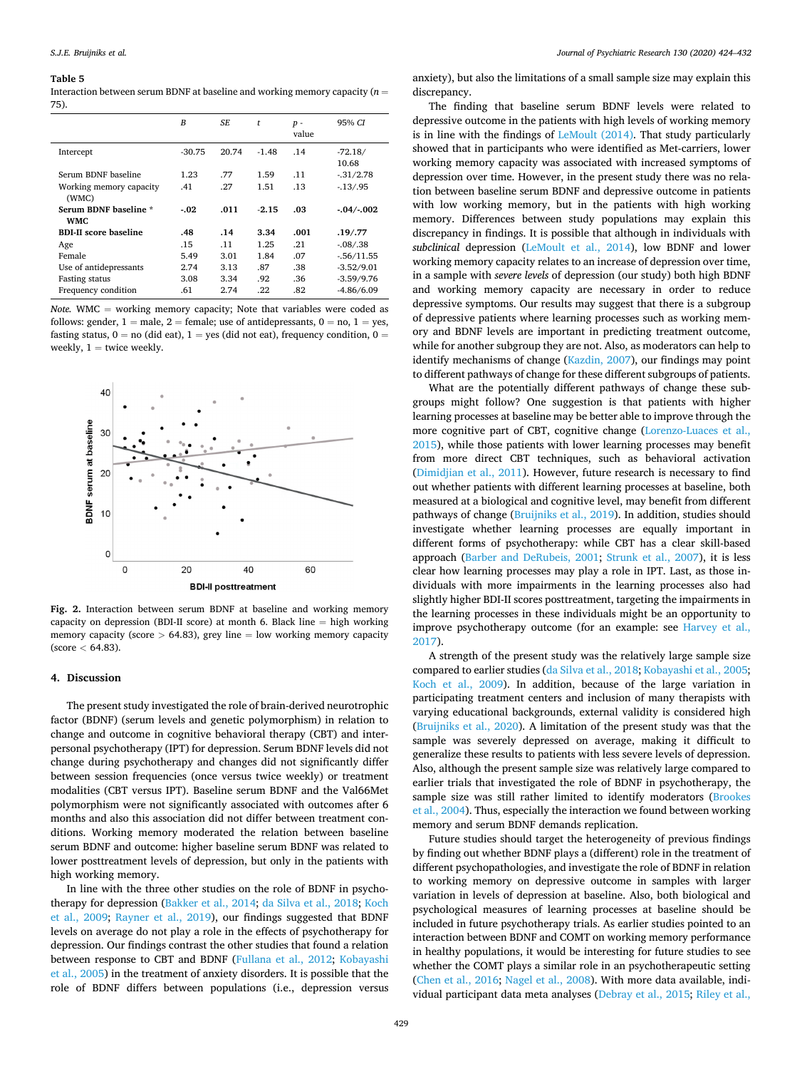**Table 5**
Interaction between serum BDNF at baseline and working memory capacity ($n$ = 75).

| | $B$ | $SE$ | $t$ | $p$ - value | 95% $CI$ |
|---|---|---|---|---|---|
| Intercept | -30.75 | 20.74 | -1.48 | .14 | -72.18/ 10.68 |
| Serum BDNF baseline | 1.23 | .77 | 1.59 | .11 | -.31/2.78 |
| Working memory capacity (WMC) | .41 | .27 | 1.51 | .13 | -.13/.95 |
| **Serum BDNF baseline * WMC** | **-.02** | **.011** | **-2.15** | **.03** | **-.04/-.002** |
| **BDI-II score baseline** | **.48** | **.14** | **3.34** | **.001** | **.19/.77** |
| Age | .15 | .11 | 1.25 | .21 | -.08/.38 |
| Female | 5.49 | 3.01 | 1.84 | .07 | -.56/11.55 |
| Use of antidepressants | 2.74 | 3.13 | .87 | .38 | -3.52/9.01 |
| Fasting status | 3.08 | 3.34 | .92 | .36 | -3.59/9.76 |
| Frequency condition | .61 | 2.74 | .22 | .82 | -4.86/6.09 |

*Note.* WMC = working memory capacity; Note that variables were coded as follows: gender, 1 = male, 2 = female; use of antidepressants, 0 = no, 1 = yes, fasting status, 0 = no (did eat), 1 = yes (did not eat), frequency condition, 0 = weekly, 1 = twice weekly.

**Fig. 2.** Interaction between serum BDNF at baseline and working memory capacity on depression (BDI-II score) at month 6. Black line = high working memory capacity (score > 64.83), grey line = low working memory capacity (score < 64.83).

## 4. Discussion

The present study investigated the role of brain-derived neurotrophic factor (BDNF) (serum levels and genetic polymorphism) in relation to change and outcome in cognitive behavioral therapy (CBT) and interpersonal psychotherapy (IPT) for depression. Serum BDNF levels did not change during psychotherapy and changes did not significantly differ between session frequencies (once versus twice weekly) or treatment modalities (CBT versus IPT). Baseline serum BDNF and the Val66Met polymorphism were not significantly associated with outcomes after 6 months and also this association did not differ between treatment conditions. Working memory moderated the relation between baseline serum BDNF and outcome: higher baseline serum BDNF was related to lower posttreatment levels of depression, but only in the patients with high working memory.

In line with the three other studies on the role of BDNF in psychotherapy for depression (Bakker et al., 2014; da Silva et al., 2018; Koch et al., 2009; Rayner et al., 2019), our findings suggested that BDNF levels on average do not play a role in the effects of psychotherapy for depression. Our findings contrast the other studies that found a relation between response to CBT and BDNF (Fullana et al., 2012; Kobayashi et al., 2005) in the treatment of anxiety disorders. It is possible that the role of BDNF differs between populations (i.e., depression versus anxiety), but also the limitations of a small sample size may explain this discrepancy.

The finding that baseline serum BDNF levels were related to depressive outcome in the patients with high levels of working memory is in line with the findings of LeMoult (2014). That study particularly showed that in participants who were identified as Met-carriers, lower working memory capacity was associated with increased symptoms of depression over time. However, in the present study there was no relation between baseline serum BDNF and depressive outcome in patients with low working memory, but in the patients with high working memory. Differences between study populations may explain this discrepancy in findings. It is possible that although in individuals with *subclinical* depression (LeMoult et al., 2014), low BDNF and lower working memory capacity relates to an increase of depression over time, in a sample with *severe levels* of depression (our study) both high BDNF and working memory capacity are necessary in order to reduce depressive symptoms. Our results may suggest that there is a subgroup of depressive patients where learning processes such as working memory and BDNF levels are important in predicting treatment outcome, while for another subgroup they are not. Also, as moderators can help to identify mechanisms of change (Kazdin, 2007), our findings may point to different pathways of change for these different subgroups of patients.

What are the potentially different pathways of change these subgroups might follow? One suggestion is that patients with higher learning processes at baseline may be better able to improve through the more cognitive part of CBT, cognitive change (Lorenzo-Luaces et al., 2015), while those patients with lower learning processes may benefit from more direct CBT techniques, such as behavioral activation (Dimidjian et al., 2011). However, future research is necessary to find out whether patients with different learning processes at baseline, both measured at a biological and cognitive level, may benefit from different pathways of change (Bruijniks et al., 2019). In addition, studies should investigate whether learning processes are equally important in different forms of psychotherapy: while CBT has a clear skill-based approach (Barber and DeRubeis, 2001; Strunk et al., 2007), it is less clear how learning processes may play a role in IPT. Last, as those individuals with more impairments in the learning processes also had slightly higher BDI-II scores posttreatment, targeting the impairments in the learning processes in these individuals might be an opportunity to improve psychotherapy outcome (for an example: see Harvey et al., 2017).

A strength of the present study was the relatively large sample size compared to earlier studies (da Silva et al., 2018; Kobayashi et al., 2005; Koch et al., 2009). In addition, because of the large variation in participating treatment centers and inclusion of many therapists with varying educational backgrounds, external validity is considered high (Bruijniks et al., 2020). A limitation of the present study was that the sample was severely depressed on average, making it difficult to generalize these results to patients with less severe levels of depression. Also, although the present sample size was relatively large compared to earlier trials that investigated the role of BDNF in psychotherapy, the sample size was still rather limited to identify moderators (Brookes et al., 2004). Thus, especially the interaction we found between working memory and serum BDNF demands replication.

Future studies should target the heterogeneity of previous findings by finding out whether BDNF plays a (different) role in the treatment of different psychopathologies, and investigate the role of BDNF in relation to working memory on depressive outcome in samples with larger variation in levels of depression at baseline. Also, both biological and psychological measures of learning processes at baseline should be included in future psychotherapy trials. As earlier studies pointed to an interaction between BDNF and COMT on working memory performance in healthy populations, it would be interesting for future studies to see whether the COMT plays a similar role in an psychotherapeutic setting (Chen et al., 2016; Nagel et al., 2008). With more data available, individual participant data meta analyses (Debray et al., 2015; Riley et al.,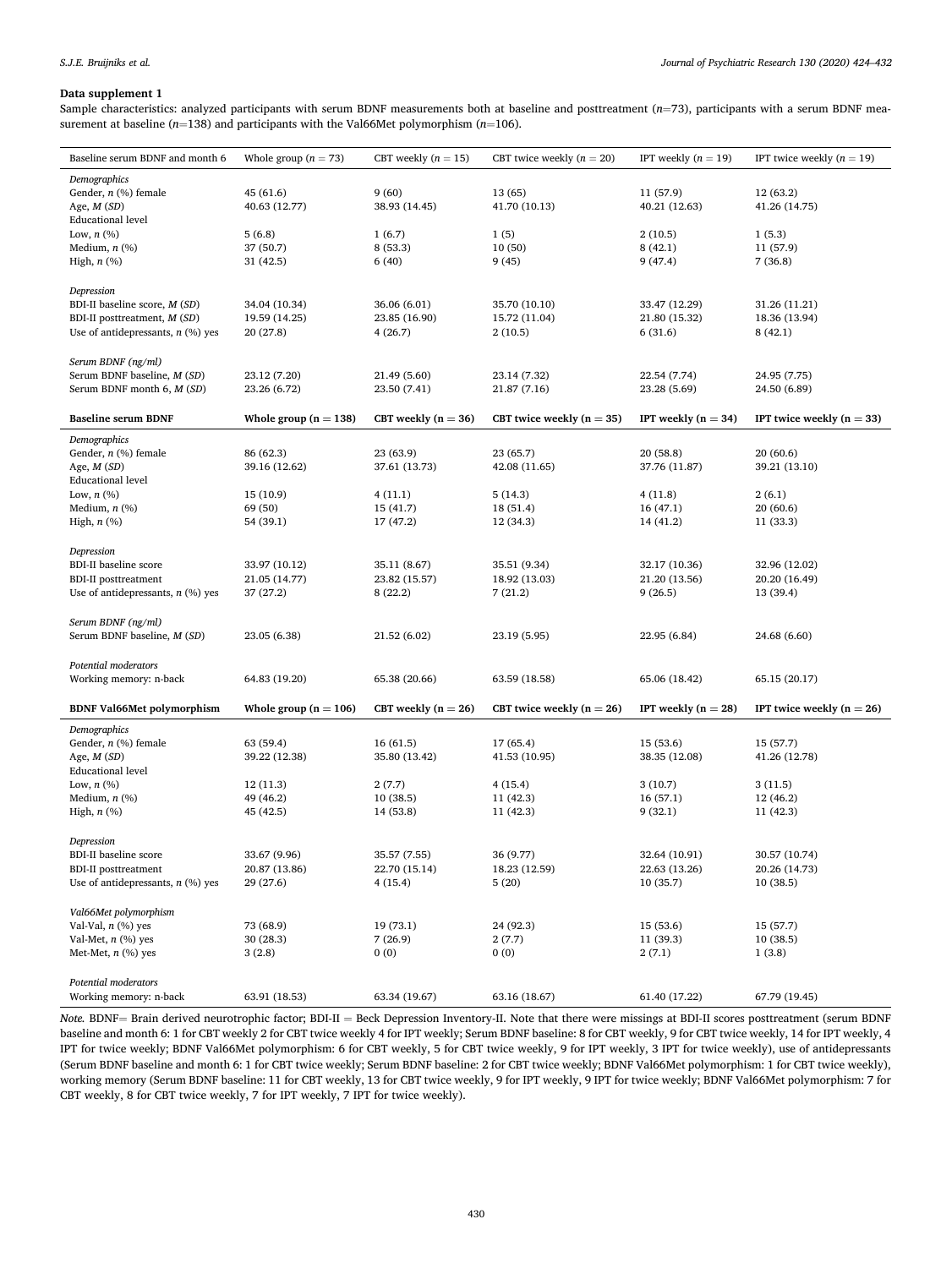**Data supplement 1**

Sample characteristics: analyzed participants with serum BDNF measurements both at baseline and posttreatment ($n$=73), participants with a serum BDNF measurement at baseline ($n$=138) and participants with the Val66Met polymorphism ($n$=106).

| Baseline serum BDNF and month 6 | Whole group ($n$ = 73) | CBT weekly ($n$ = 15) | CBT twice weekly ($n$ = 20) | IPT weekly ($n$ = 19) | IPT twice weekly ($n$ = 19) |
|---|---|---|---|---|---|
| *Demographics* | | | | | |
| Gender, $n$ (%) female | 45 (61.6) | 9 (60) | 13 (65) | 11 (57.9) | 12 (63.2) |
| Age, $M$ ($SD$) | 40.63 (12.77) | 38.93 (14.45) | 41.70 (10.13) | 40.21 (12.63) | 41.26 (14.75) |
| Educational level | | | | | |
| Low, $n$ (%) | 5 (6.8) | 1 (6.7) | 1 (5) | 2 (10.5) | 1 (5.3) |
| Medium, $n$ (%) | 37 (50.7) | 8 (53.3) | 10 (50) | 8 (42.1) | 11 (57.9) |
| High, $n$ (%) | 31 (42.5) | 6 (40) | 9 (45) | 9 (47.4) | 7 (36.8) |
| *Depression* | | | | | |
| BDI-II baseline score, $M$ ($SD$) | 34.04 (10.34) | 36.06 (6.01) | 35.70 (10.10) | 33.47 (12.29) | 31.26 (11.21) |
| BDI-II posttreatment, $M$ ($SD$) | 19.59 (14.25) | 23.85 (16.90) | 15.72 (11.04) | 21.80 (15.32) | 18.36 (13.94) |
| Use of antidepressants, $n$ (%) yes | 20 (27.8) | 4 (26.7) | 2 (10.5) | 6 (31.6) | 8 (42.1) |
| *Serum BDNF (ng/ml)* | | | | | |
| Serum BDNF baseline, $M$ ($SD$) | 23.12 (7.20) | 21.49 (5.60) | 23.14 (7.32) | 22.54 (7.74) | 24.95 (7.75) |
| Serum BDNF month 6, $M$ ($SD$) | 23.26 (6.72) | 23.50 (7.41) | 21.87 (7.16) | 23.28 (5.69) | 24.50 (6.89) |
| **Baseline serum BDNF** | **Whole group (n = 138)** | **CBT weekly (n = 36)** | **CBT twice weekly (n = 35)** | **IPT weekly (n = 34)** | **IPT twice weekly (n = 33)** |
| *Demographics* | | | | | |
| Gender, $n$ (%) female | 86 (62.3) | 23 (63.9) | 23 (65.7) | 20 (58.8) | 20 (60.6) |
| Age, $M$ ($SD$) | 39.16 (12.62) | 37.61 (13.73) | 42.08 (11.65) | 37.76 (11.87) | 39.21 (13.10) |
| Educational level | | | | | |
| Low, $n$ (%) | 15 (10.9) | 4 (11.1) | 5 (14.3) | 4 (11.8) | 2 (6.1) |
| Medium, $n$ (%) | 69 (50) | 15 (41.7) | 18 (51.4) | 16 (47.1) | 20 (60.6) |
| High, $n$ (%) | 54 (39.1) | 17 (47.2) | 12 (34.3) | 14 (41.2) | 11 (33.3) |
| *Depression* | | | | | |
| BDI-II baseline score | 33.97 (10.12) | 35.11 (8.67) | 35.51 (9.34) | 32.17 (10.36) | 32.96 (12.02) |
| BDI-II posttreatment | 21.05 (14.77) | 23.82 (15.57) | 18.92 (13.03) | 21.20 (13.56) | 20.20 (16.49) |
| Use of antidepressants, $n$ (%) yes | 37 (27.2) | 8 (22.2) | 7 (21.2) | 9 (26.5) | 13 (39.4) |
| *Serum BDNF (ng/ml)* | | | | | |
| Serum BDNF baseline, $M$ ($SD$) | 23.05 (6.38) | 21.52 (6.02) | 23.19 (5.95) | 22.95 (6.84) | 24.68 (6.60) |
| *Potential moderators* | | | | | |
| Working memory: n-back | 64.83 (19.20) | 65.38 (20.66) | 63.59 (18.58) | 65.06 (18.42) | 65.15 (20.17) |
| **BDNF Val66Met polymorphism** | **Whole group (n = 106)** | **CBT weekly (n = 26)** | **CBT twice weekly (n = 26)** | **IPT weekly (n = 28)** | **IPT twice weekly (n = 26)** |
| *Demographics* | | | | | |
| Gender, $n$ (%) female | 63 (59.4) | 16 (61.5) | 17 (65.4) | 15 (53.6) | 15 (57.7) |
| Age, $M$ ($SD$) | 39.22 (12.38) | 35.80 (13.42) | 41.53 (10.95) | 38.35 (12.08) | 41.26 (12.78) |
| Educational level | | | | | |
| Low, $n$ (%) | 12 (11.3) | 2 (7.7) | 4 (15.4) | 3 (10.7) | 3 (11.5) |
| Medium, $n$ (%) | 49 (46.2) | 10 (38.5) | 11 (42.3) | 16 (57.1) | 12 (46.2) |
| High, $n$ (%) | 45 (42.5) | 14 (53.8) | 11 (42.3) | 9 (32.1) | 11 (42.3) |
| *Depression* | | | | | |
| BDI-II baseline score | 33.67 (9.96) | 35.57 (7.55) | 36 (9.77) | 32.64 (10.91) | 30.57 (10.74) |
| BDI-II posttreatment | 20.87 (13.86) | 22.70 (15.14) | 18.23 (12.59) | 22.63 (13.26) | 20.26 (14.73) |
| Use of antidepressants, $n$ (%) yes | 29 (27.6) | 4 (15.4) | 5 (20) | 10 (35.7) | 10 (38.5) |
| *Val66Met polymorphism* | | | | | |
| Val-Val, $n$ (%) yes | 73 (68.9) | 19 (73.1) | 24 (92.3) | 15 (53.6) | 15 (57.7) |
| Val-Met, $n$ (%) yes | 30 (28.3) | 7 (26.9) | 2 (7.7) | 11 (39.3) | 10 (38.5) |
| Met-Met, $n$ (%) yes | 3 (2.8) | 0 (0) | 0 (0) | 2 (7.1) | 1 (3.8) |
| *Potential moderators* | | | | | |
| Working memory: n-back | 63.91 (18.53) | 63.34 (19.67) | 63.16 (18.67) | 61.40 (17.22) | 67.79 (19.45) |

*Note.* BDNF= Brain derived neurotrophic factor; BDI-II = Beck Depression Inventory-II. Note that there were missings at BDI-II scores posttreatment (serum BDNF baseline and month 6: 1 for CBT weekly 2 for CBT twice weekly 4 for IPT weekly; Serum BDNF baseline: 8 for CBT weekly, 9 for CBT twice weekly, 14 for IPT weekly, 4 IPT for twice weekly; BDNF Val66Met polymorphism: 6 for CBT weekly, 5 for CBT twice weekly, 9 for IPT weekly, 3 IPT for twice weekly), use of antidepressants (Serum BDNF baseline and month 6: 1 for CBT twice weekly; Serum BDNF baseline: 2 for CBT twice weekly; BDNF Val66Met polymorphism: 1 for CBT twice weekly), working memory (Serum BDNF baseline: 11 for CBT weekly, 13 for CBT twice weekly, 9 for IPT weekly, 9 IPT for twice weekly; BDNF Val66Met polymorphism: 7 for CBT weekly, 8 for CBT twice weekly, 7 for IPT weekly, 7 IPT for twice weekly).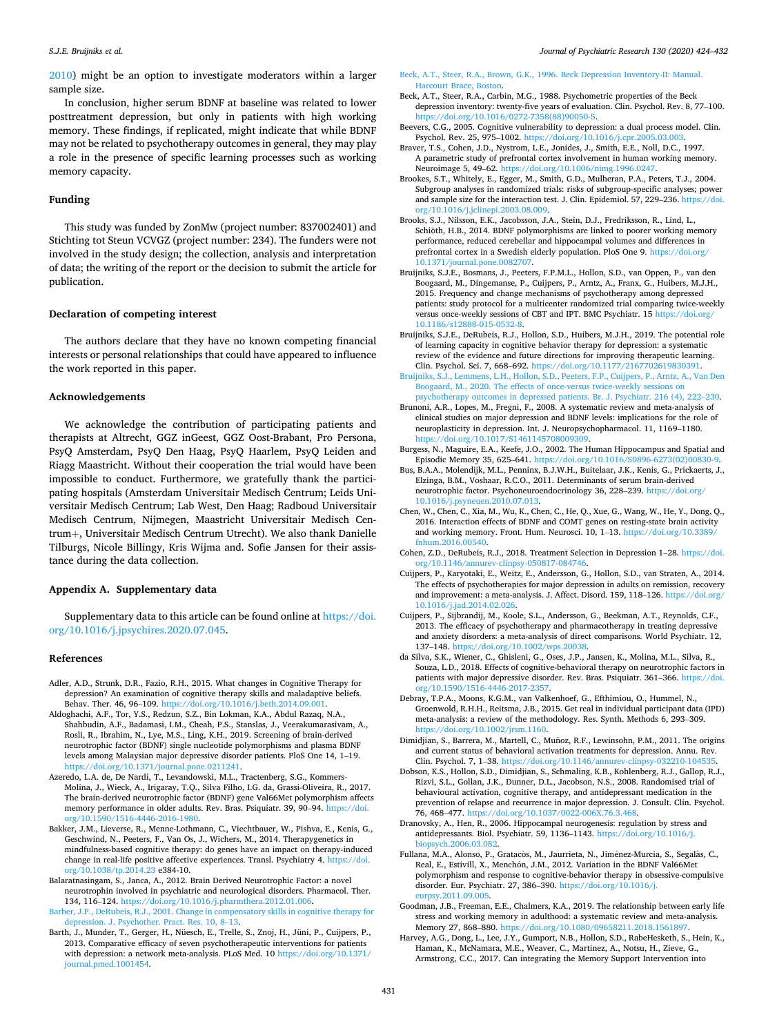2010) might be an option to investigate moderators within a larger sample size.

In conclusion, higher serum BDNF at baseline was related to lower posttreatment depression, but only in patients with high working memory. These findings, if replicated, might indicate that while BDNF may not be related to psychotherapy outcomes in general, they may play a role in the presence of specific learning processes such as working memory capacity.

## Funding

This study was funded by ZonMw (project number: 837002401) and Stichting tot Steun VCVGZ (project number: 234). The funders were not involved in the study design; the collection, analysis and interpretation of data; the writing of the report or the decision to submit the article for publication.

## Declaration of competing interest

The authors declare that they have no known competing financial interests or personal relationships that could have appeared to influence the work reported in this paper.

## Acknowledgements

We acknowledge the contribution of participating patients and therapists at Altrecht, GGZ inGeest, GGZ Oost-Brabant, Pro Persona, PsyQ Amsterdam, PsyQ Den Haag, PsyQ Haarlem, PsyQ Leiden and Riagg Maastricht. Without their cooperation the trial would have been impossible to conduct. Furthermore, we gratefully thank the participating hospitals (Amsterdam Universitair Medisch Centrum; Leids Universitair Medisch Centrum; Lab West, Den Haag; Radboud Universitair Medisch Centrum, Nijmegen, Maastricht Universitair Medisch Centrum+, Universitair Medisch Centrum Utrecht). We also thank Danielle Tilburgs, Nicole Billingy, Kris Wijma and. Sofie Jansen for their assistance during the data collection.

## Appendix A. Supplementary data

Supplementary data to this article can be found online at https://doi.org/10.1016/j.jpsychires.2020.07.045.

## References

Adler, A.D., Strunk, D.R., Fazio, R.H., 2015. What changes in Cognitive Therapy for depression? An examination of cognitive therapy skills and maladaptive beliefs. Behav. Ther. 46, 96–109. https://doi.org/10.1016/j.beth.2014.09.001.

Aldoghachi, A.F., Tor, Y.S., Redzun, S.Z., Bin Lokman, K.A., Abdul Razaq, N.A., Shahbudin, A.F., Badamasi, I.M., Cheah, P.S., Stanslas, J., Veerakumarasivam, A., Rosli, R., Ibrahim, N., Lye, M.S., Ling, K.H., 2019. Screening of brain-derived neurotrophic factor (BDNF) single nucleotide polymorphisms and plasma BDNF levels among Malaysian major depressive disorder patients. PloS One 14, 1–19. https://doi.org/10.1371/journal.pone.0211241.

Azeredo, L.A. de, De Nardi, T., Levandowski, M.L., Tractenberg, S.G., Kommers-Molina, J., Wieck, A., Irigaray, T.Q., Silva Filho, I.G. da, Grassi-Oliveira, R., 2017. The brain-derived neurotrophic factor (BDNF) gene Val66Met polymorphism affects memory performance in older adults. Rev. Bras. Psiquiatr. 39, 90–94. https://doi.org/10.1590/1516-4446-2016-1980.

Bakker, J.M., Lieverse, R., Menne-Lothmann, C., Viechtbauer, W., Pishva, E., Kenis, G., Geschwind, N., Peeters, F., Van Os, J., Wichers, M., 2014. Therapygenetics in mindfulness-based cognitive therapy: do genes have an impact on therapy-induced change in real-life positive affective experiences. Transl. Psychiatry 4. https://doi.org/10.1038/tp.2014.23 e384-10.

Balaratnasingam, S., Janca, A., 2012. Brain Derived Neurotrophic Factor: a novel neurotrophin involved in psychiatric and neurological disorders. Pharmacol. Ther. 134, 116–124. https://doi.org/10.1016/j.pharmthera.2012.01.006.

Barber, J.P., DeRubeis, R.J., 2001. Change in compensatory skills in cognitive therapy for depression. J. Psychother. Pract. Res. 10, 8–13.

Barth, J., Munder, T., Gerger, H., Nüesch, E., Trelle, S., Znoj, H., Jüni, P., Cuijpers, P., 2013. Comparative efficacy of seven psychotherapeutic interventions for patients with depression: a network meta-analysis. PLoS Med. 10 https://doi.org/10.1371/journal.pmed.1001454.

Beck, A.T., Steer, R.A., Brown, G.K., 1996. Beck Depression Inventory-II: Manual. Harcourt Brace, Boston.

Beck, A.T., Steer, R.A., Carbin, M.G., 1988. Psychometric properties of the Beck depression inventory: twenty-five years of evaluation. Clin. Psychol. Rev. 8, 77–100. https://doi.org/10.1016/0272-7358(88)90050-5.

Beevers, C.G., 2005. Cognitive vulnerability to depression: a dual process model. Clin. Psychol. Rev. 25, 975–1002. https://doi.org/10.1016/j.cpr.2005.03.003.

Braver, T.S., Cohen, J.D., Nystrom, L.E., Jonides, J., Smith, E.E., Noll, D.C., 1997. A parametric study of prefrontal cortex involvement in human working memory. Neuroimage 5, 49–62. https://doi.org/10.1006/nimg.1996.0247.

Brookes, S.T., Whitely, E., Egger, M., Smith, G.D., Mulheran, P.A., Peters, T.J., 2004. Subgroup analyses in randomized trials: risks of subgroup-specific analyses; power and sample size for the interaction test. J. Clin. Epidemiol. 57, 229–236. https://doi.org/10.1016/j.jclinepi.2003.08.009.

Brooks, S.J., Nilsson, E.K., Jacobsson, J.A., Stein, D.J., Fredriksson, R., Lind, L., Schiöth, H.B., 2014. BDNF polymorphisms are linked to poorer working memory performance, reduced cerebellar and hippocampal volumes and differences in prefrontal cortex in a Swedish elderly population. PloS One 9. https://doi.org/10.1371/journal.pone.0082707.

Bruijniks, S.J.E., Bosmans, J., Peeters, F.P.M.L., Hollon, S.D., van Oppen, P., van den Boogaard, M., Dingemanse, P., Cuijpers, P., Arntz, A., Franx, G., Huibers, M.J.H., 2015. Frequency and change mechanisms of psychotherapy among depressed patients: study protocol for a multicenter randomized trial comparing twice-weekly versus once-weekly sessions of CBT and IPT. BMC Psychiatr. 15 https://doi.org/10.1186/s12888-015-0532-8.

Bruijniks, S.J.E., DeRubeis, R.J., Hollon, S.D., Huibers, M.J.H., 2019. The potential role of learning capacity in cognitive behavior therapy for depression: a systematic review of the evidence and future directions for improving therapeutic learning. Clin. Psychol. Sci. 7, 668–692. https://doi.org/10.1177/2167702619830391.

Bruijniks, S.J., Lemmens, L.H., Hollon, S.D., Peeters, F.P., Cuijpers, P., Arntz, A., Van Den Boogaard, M., 2020. The effects of once-versus twice-weekly sessions on psychotherapy outcomes in depressed patients. Br. J. Psychiatr. 216 (4), 222–230.

Brunoni, A.R., Lopes, M., Fregni, F., 2008. A systematic review and meta-analysis of clinical studies on major depression and BDNF levels: implications for the role of neuroplasticity in depression. Int. J. Neuropsychopharmacol. 11, 1169–1180. https://doi.org/10.1017/S1461145708009309.

Burgess, N., Maguire, E.A., Keefe, J.O., 2002. The Human Hippocampus and Spatial and Episodic Memory 35, 625–641. https://doi.org/10.1016/S0896-6273(02)00830-9.

Bus, B.A.A., Molendijk, M.L., Penninx, B.J.W.H., Buitelaar, J.K., Kenis, G., Prickaerts, J., Elzinga, B.M., Voshaar, R.C.O., 2011. Determinants of serum brain-derived neurotrophic factor. Psychoneuroendocrinology 36, 228–239. https://doi.org/10.1016/j.psyneuen.2010.07.013.

Chen, W., Chen, C., Xia, M., Wu, K., Chen, C., He, Q., Xue, G., Wang, W., He, Y., Dong, Q., 2016. Interaction effects of BDNF and COMT genes on resting-state brain activity and working memory. Front. Hum. Neurosci. 10, 1–13. https://doi.org/10.3389/fnhum.2016.00540.

Cohen, Z.D., DeRubeis, R.J., 2018. Treatment Selection in Depression 1–28. https://doi.org/10.1146/annurev-clinpsy-050817-084746.

Cuijpers, P., Karyotaki, E., Weitz, E., Andersson, G., Hollon, S.D., van Straten, A., 2014. The effects of psychotherapies for major depression in adults on remission, recovery and improvement: a meta-analysis. J. Affect. Disord. 159, 118–126. https://doi.org/10.1016/j.jad.2014.02.026.

Cuijpers, P., Sijbrandij, M., Koole, S.L., Andersson, G., Beekman, A.T., Reynolds, C.F., 2013. The efficacy of psychotherapy and pharmacotherapy in treating depressive and anxiety disorders: a meta-analysis of direct comparisons. World Psychiatr. 12, 137–148. https://doi.org/10.1002/wps.20038.

da Silva, S.K., Wiener, C., Ghisleni, G., Oses, J.P., Jansen, K., Molina, M.L., Silva, R., Souza, L.D., 2018. Effects of cognitive-behavioral therapy on neurotrophic factors in patients with major depressive disorder. Rev. Bras. Psiquiatr. 361–366. https://doi.org/10.1590/1516-4446-2017-2357.

Debray, T.P.A., Moons, K.G.M., van Valkenhoef, G., Efthimiou, O., Hummel, N., Groenwold, R.H.H., Reitsma, J.B., 2015. Get real in individual participant data (IPD) meta-analysis: a review of the methodology. Res. Synth. Methods 6, 293–309. https://doi.org/10.1002/jrsm.1160.

Dimidjian, S., Barrera, M., Martell, C., Muñoz, R.F., Lewinsohn, P.M., 2011. The origins and current status of behavioral activation treatments for depression. Annu. Rev. Clin. Psychol. 7, 1–38. https://doi.org/10.1146/annurev-clinpsy-032210-104535.

Dobson, K.S., Hollon, S.D., Dimidjian, S., Schmaling, K.B., Kohlenberg, R.J., Gallop, R.J., Rizvi, S.L., Gollan, J.K., Dunner, D.L., Jacobson, N.S., 2008. Randomised trial of behavioural activation, cognitive therapy, and antidepressant medication in the prevention of relapse and recurrence in major depression. J. Consult. Clin. Psychol. 76, 468–477. https://doi.org/10.1037/0022-006X.76.3.468.

Dranovsky, A., Hen, R., 2006. Hippocampal neurogenesis: regulation by stress and antidepressants. Biol. Psychiatr. 59, 1136–1143. https://doi.org/10.1016/j.biopsych.2006.03.082.

Fullana, M.A., Alonso, P., Gratacòs, M., Jaurrieta, N., Jiménez-Murcia, S., Segalàs, C., Real, E., Estivill, X., Menchón, J.M., 2012. Variation in the BDNF Val66Met polymorphism and response to cognitive-behavior therapy in obsessive-compulsive disorder. Eur. Psychiatr. 27, 386–390. https://doi.org/10.1016/j.eurpsy.2011.09.005.

Goodman, J.B., Freeman, E.E., Chalmers, K.A., 2019. The relationship between early life stress and working memory in adulthood: a systematic review and meta-analysis. Memory 27, 868–880. https://doi.org/10.1080/09658211.2018.1561897.

Harvey, A.G., Dong, L., Lee, J.Y., Gumport, N.B., Hollon, S.D., RabeHesketh, S., Hein, K., Haman, K., McNamara, M.E., Weaver, C., Martinez, A., Notsu, H., Zieve, G., Armstrong, C.C., 2017. Can integrating the Memory Support Intervention into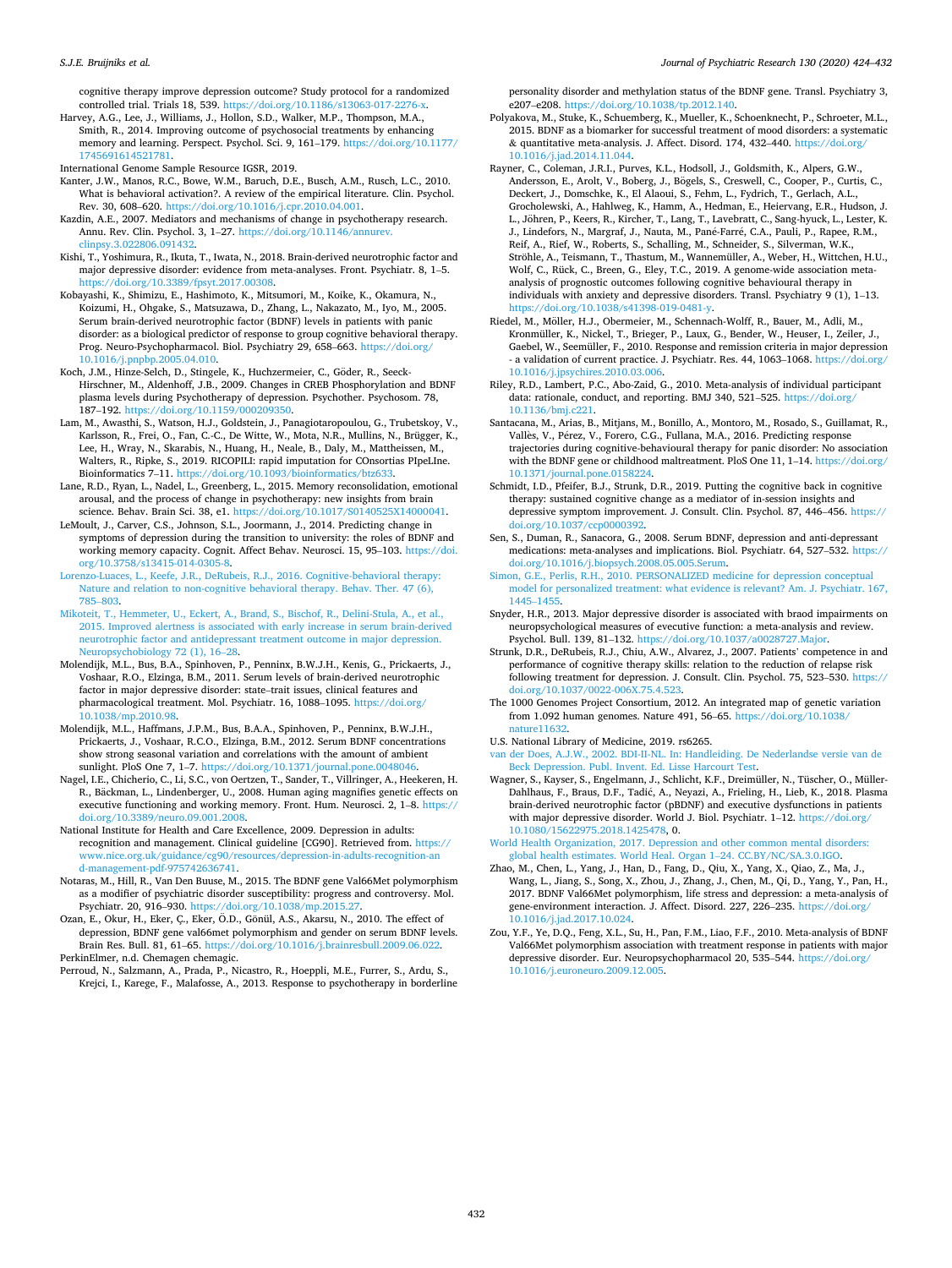cognitive therapy improve depression outcome? Study protocol for a randomized controlled trial. Trials 18, 539. https://doi.org/10.1186/s13063-017-2276-x.

Harvey, A.G., Lee, J., Williams, J., Hollon, S.D., Walker, M.P., Thompson, M.A., Smith, R., 2014. Improving outcome of psychosocial treatments by enhancing memory and learning. Perspect. Psychol. Sci. 9, 161–179. https://doi.org/10.1177/1745691614521781.

International Genome Sample Resource IGSR, 2019.

Kanter, J.W., Manos, R.C., Bowe, W.M., Baruch, D.E., Busch, A.M., Rusch, L.C., 2010. What is behavioral activation?. A review of the empirical literature. Clin. Psychol. Rev. 30, 608–620. https://doi.org/10.1016/j.cpr.2010.04.001.

Kazdin, A.E., 2007. Mediators and mechanisms of change in psychotherapy research. Annu. Rev. Clin. Psychol. 3, 1–27. https://doi.org/10.1146/annurev.clinpsy.3.022806.091432.

Kishi, T., Yoshimura, R., Ikuta, T., Iwata, N., 2018. Brain-derived neurotrophic factor and major depressive disorder: evidence from meta-analyses. Front. Psychiatr. 8, 1–5. https://doi.org/10.3389/fpsyt.2017.00308.

Kobayashi, K., Shimizu, E., Hashimoto, K., Mitsumori, M., Koike, K., Okamura, N., Koizumi, H., Ohgake, S., Matsuzawa, D., Zhang, L., Nakazato, M., Iyo, M., 2005. Serum brain-derived neurotrophic factor (BDNF) levels in patients with panic disorder: as a biological predictor of response to group cognitive behavioral therapy. Prog. Neuro-Psychopharmacol. Biol. Psychiatry 29, 658–663. https://doi.org/10.1016/j.pnpbp.2005.04.010.

Koch, J.M., Hinze-Selch, D., Stingele, K., Huchzermeier, C., Göder, R., Seeck-Hirschner, M., Aldenhoff, J.B., 2009. Changes in CREB Phosphorylation and BDNF plasma levels during Psychotherapy of depression. Psychother. Psychosom. 78, 187–192. https://doi.org/10.1159/000209350.

Lam, M., Awasthi, S., Watson, H.J., Goldstein, J., Panagiotaropoulou, G., Trubetskoy, V., Karlsson, R., Frei, O., Fan, C.-C., De Witte, W., Mota, N.R., Mullins, N., Brügger, K., Lee, H., Wray, N., Skarabis, N., Huang, H., Neale, B., Daly, M., Mattheissen, M., Walters, R., Ripke, S., 2019. RICOPILI: rapid imputation for COnsortias PIpeLIne. Bioinformatics 7–11. https://doi.org/10.1093/bioinformatics/btz633.

Lane, R.D., Ryan, L., Nadel, L., Greenberg, L., 2015. Memory reconsolidation, emotional arousal, and the process of change in psychotherapy: new insights from brain science. Behav. Brain Sci. 38, e1. https://doi.org/10.1017/S0140525X14000041.

LeMoult, J., Carver, C.S., Johnson, S.L., Joormann, J., 2014. Predicting change in symptoms of depression during the transition to university: the roles of BDNF and working memory capacity. Cognit. Affect Behav. Neurosci. 15, 95–103. https://doi.org/10.3758/s13415-014-0305-8.

Lorenzo-Luaces, L., Keefe, J.R., DeRubeis, R.J., 2016. Cognitive-behavioral therapy: Nature and relation to non-cognitive behavioral therapy. Behav. Ther. 47 (6), 785–803.

Mikoteit, T., Hemmeter, U., Eckert, A., Brand, S., Bischof, R., Delini-Stula, A., et al., 2015. Improved alertness is associated with early increase in serum brain-derived neurotrophic factor and antidepressant treatment outcome in major depression. Neuropsychobiology 72 (1), 16–28.

Molendijk, M.L., Bus, B.A., Spinhoven, P., Penninx, B.W.J.H., Kenis, G., Prickaerts, J., Voshaar, R.O., Elzinga, B.M., 2011. Serum levels of brain-derived neurotrophic factor in major depressive disorder: state–trait issues, clinical features and pharmacological treatment. Mol. Psychiatr. 16, 1088–1095. https://doi.org/10.1038/mp.2010.98.

Molendijk, M.L., Haffmans, J.P.M., Bus, B.A.A., Spinhoven, P., Penninx, B.W.J.H., Prickaerts, J., Voshaar, R.C.O., Elzinga, B.M., 2012. Serum BDNF concentrations show strong seasonal variation and correlations with the amount of ambient sunlight. PloS One 7, 1–7. https://doi.org/10.1371/journal.pone.0048046.

Nagel, I.E., Chicherio, C., Li, S.C., von Oertzen, T., Sander, T., Villringer, A., Heekeren, H. R., Bäckman, L., Lindenberger, U., 2008. Human aging magnifies genetic effects on executive functioning and working memory. Front. Hum. Neurosci. 2, 1–8. https://doi.org/10.3389/neuro.09.001.2008.

National Institute for Health and Care Excellence, 2009. Depression in adults: recognition and management. Clinical guideline [CG90]. Retrieved from. https://www.nice.org.uk/guidance/cg90/resources/depression-in-adults-recognition-and-management-pdf-975742636741.

Notaras, M., Hill, R., Van Den Buuse, M., 2015. The BDNF gene Val66Met polymorphism as a modifier of psychiatric disorder susceptibility: progress and controversy. Mol. Psychiatr. 20, 916–930. https://doi.org/10.1038/mp.2015.27.

Ozan, E., Okur, H., Eker, Ç., Eker, Ö.D., Gönül, A.S., Akarsu, N., 2010. The effect of depression, BDNF gene val66met polymorphism and gender on serum BDNF levels. Brain Res. Bull. 81, 61–65. https://doi.org/10.1016/j.brainresbull.2009.06.022.

PerkinElmer, n.d. Chemagen chemagic.

Perroud, N., Salzmann, A., Prada, P., Nicastro, R., Hoeppli, M.E., Furrer, S., Ardu, S., Krejci, I., Karege, F., Malafosse, A., 2013. Response to psychotherapy in borderline personality disorder and methylation status of the BDNF gene. Transl. Psychiatry 3, e207–e208. https://doi.org/10.1038/tp.2012.140.

Polyakova, M., Stuke, K., Schuemberg, K., Mueller, K., Schoenknecht, P., Schroeter, M.L., 2015. BDNF as a biomarker for successful treatment of mood disorders: a systematic & quantitative meta-analysis. J. Affect. Disord. 174, 432–440. https://doi.org/10.1016/j.jad.2014.11.044.

Rayner, C., Coleman, J.R.I., Purves, K.L., Hodsoll, J., Goldsmith, K., Alpers, G.W., Andersson, E., Arolt, V., Boberg, J., Bögels, S., Creswell, C., Cooper, P., Curtis, C., Deckert, J., Domschke, K., El Alaoui, S., Fehm, L., Fydrich, T., Gerlach, A.L., Grocholewski, A., Hahlweg, K., Hamm, A., Hedman, E., Heiervang, E.R., Hudson, J. L., Jöhren, P., Keers, R., Kircher, T., Lang, T., Lavebratt, C., Sang-hyuck, L., Lester, K. J., Lindefors, N., Margraf, J., Nauta, M., Pané-Farré, C.A., Pauli, P., Rapee, R.M., Reif, A., Rief, W., Roberts, S., Schalling, M., Schneider, S., Silverman, W.K., Ströhle, A., Teismann, T., Thastum, M., Wannemüller, A., Weber, H., Wittchen, H.U., Wolf, C., Rück, C., Breen, G., Eley, T.C., 2019. A genome-wide association meta-analysis of prognostic outcomes following cognitive behavioural therapy in individuals with anxiety and depressive disorders. Transl. Psychiatry 9 (1), 1–13. https://doi.org/10.1038/s41398-019-0481-y.

Riedel, M., Möller, H.J., Obermeier, M., Schennach-Wolff, R., Bauer, M., Adli, M., Kronmüller, K., Nickel, T., Brieger, P., Laux, G., Bender, W., Heuser, I., Zeiler, J., Gaebel, W., Seemüller, F., 2010. Response and remission criteria in major depression - a validation of current practice. J. Psychiatr. Res. 44, 1063–1068. https://doi.org/10.1016/j.jpsychires.2010.03.006.

Riley, R.D., Lambert, P.C., Abo-Zaid, G., 2010. Meta-analysis of individual participant data: rationale, conduct, and reporting. BMJ 340, 521–525. https://doi.org/10.1136/bmj.c221.

Santacana, M., Arias, B., Mitjans, M., Bonillo, A., Montoro, M., Rosado, S., Guillamat, R., Vallès, V., Pérez, V., Forero, C.G., Fullana, M.A., 2016. Predicting response trajectories during cognitive-behavioural therapy for panic disorder: No association with the BDNF gene or childhood maltreatment. PloS One 11, 1–14. https://doi.org/10.1371/journal.pone.0158224.

Schmidt, I.D., Pfeifer, B.J., Strunk, D.R., 2019. Putting the cognitive back in cognitive therapy: sustained cognitive change as a mediator of in-session insights and depressive symptom improvement. J. Consult. Clin. Psychol. 87, 446–456. https://doi.org/10.1037/ccp0000392.

Sen, S., Duman, R., Sanacora, G., 2008. Serum BDNF, depression and anti-depressant medications: meta-analyses and implications. Biol. Psychiatr. 64, 527–532. https://doi.org/10.1016/j.biopsych.2008.05.005.Serum.

Simon, G.E., Perlis, R.H., 2010. PERSONALIZED medicine for depression conceptual model for personalized treatment: what evidence is relevant? Am. J. Psychiatr. 167, 1445–1455.

Snyder, H.R., 2013. Major depressive disorder is associated with braod impairments on neuropsychological measures of executive function: a meta-analysis and review. Psychol. Bull. 139, 81–132. https://doi.org/10.1037/a0028727.Major.

Strunk, D.R., DeRubeis, R.J., Chiu, A.W., Alvarez, J., 2007. Patients' competence in and performance of cognitive therapy skills: relation to the reduction of relapse risk following treatment for depression. J. Consult. Clin. Psychol. 75, 523–530. https://doi.org/10.1037/0022-006X.75.4.523.

The 1000 Genomes Project Consortium, 2012. An integrated map of genetic variation from 1.092 human genomes. Nature 491, 56–65. https://doi.org/10.1038/nature11632.

U.S. National Library of Medicine, 2019. rs6265.

van der Does, A.J.W., 2002. BDI-II-NL. In: Handleiding. De Nederlandse versie van de Beck Depression. Publ. Invent. Ed. Lisse Harcourt Test.

Wagner, S., Kayser, S., Engelmann, J., Schlicht, K.F., Dreimüller, N., Tüscher, O., Müller-Dahlhaus, F., Braus, D.F., Tadić, A., Neyazi, A., Frieling, H., Lieb, K., 2018. Plasma brain-derived neurotrophic factor (pBDNF) and executive dysfunctions in patients with major depressive disorder. World J. Biol. Psychiatr. 1–12. https://doi.org/10.1080/15622975.2018.1425478, 0.

World Health Organization, 2017. Depression and other common mental disorders: global health estimates. World Heal. Organ 1–24. CC.BY/NC/SA.3.0.IGO.

Zhao, M., Chen, L., Yang, J., Han, D., Fang, D., Qiu, X., Yang, X., Qiao, Z., Ma, J., Wang, L., Jiang, S., Song, X., Zhou, J., Zhang, J., Chen, M., Qi, D., Yang, Y., Pan, H., 2017. BDNF Val66Met polymorphism, life stress and depression: a meta-analysis of gene-environment interaction. J. Affect. Disord. 227, 226–235. https://doi.org/10.1016/j.jad.2017.10.024.

Zou, Y.F., Ye, D.Q., Feng, X.L., Su, H., Pan, F.M., Liao, F.F., 2010. Meta-analysis of BDNF Val66Met polymorphism association with treatment response in patients with major depressive disorder. Eur. Neuropsychopharmacol 20, 535–544. https://doi.org/10.1016/j.euroneuro.2009.12.005.